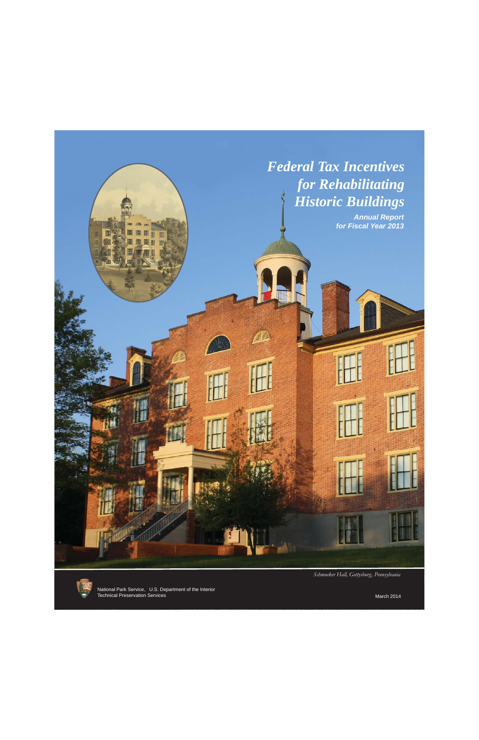# *Federal Tax Incentives for Rehabilitating Historic Buildings*

***Annual Report for Fiscal Year 2013***

*Schmucker Hall, Gettysburg, Pennsylvania*

National Park Service, U.S. Department of the Interior
Technical Preservation Services

March 2014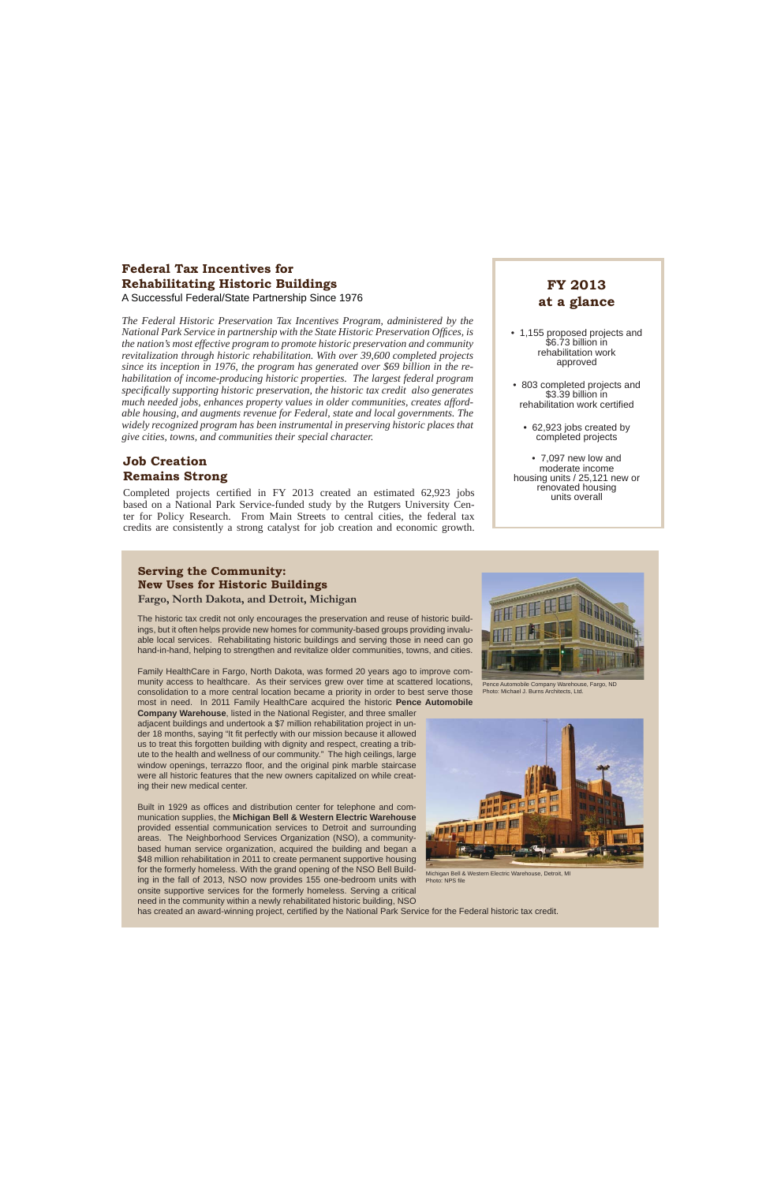## Federal Tax Incentives for Rehabilitating Historic Buildings

A Successful Federal/State Partnership Since 1976

*The Federal Historic Preservation Tax Incentives Program, administered by the National Park Service in partnership with the State Historic Preservation Offices, is the nation's most effective program to promote historic preservation and community revitalization through historic rehabilitation. With over 39,600 completed projects since its inception in 1976, the program has generated over $69 billion in the rehabilitation of income-producing historic properties. The largest federal program specifically supporting historic preservation, the historic tax credit also generates much needed jobs, enhances property values in older communities, creates affordable housing, and augments revenue for Federal, state and local governments. The widely recognized program has been instrumental in preserving historic places that give cities, towns, and communities their special character.*

### Job Creation Remains Strong

Completed projects certified in FY 2013 created an estimated 62,923 jobs based on a National Park Service-funded study by the Rutgers University Center for Policy Research. From Main Streets to central cities, the federal tax credits are consistently a strong catalyst for job creation and economic growth.

### FY 2013 at a glance

- 1,155 proposed projects and $6.73 billion in rehabilitation work approved
- 803 completed projects and $3.39 billion in rehabilitation work certified
- 62,923 jobs created by completed projects
- 7,097 new low and moderate income housing units / 25,121 new or renovated housing units overall

### Serving the Community: New Uses for Historic Buildings

**Fargo, North Dakota, and Detroit, Michigan**

The historic tax credit not only encourages the preservation and reuse of historic buildings, but it often helps provide new homes for community-based groups providing invaluable local services. Rehabilitating historic buildings and serving those in need can go hand-in-hand, helping to strengthen and revitalize older communities, towns, and cities.

Family HealthCare in Fargo, North Dakota, was formed 20 years ago to improve community access to healthcare. As their services grew over time at scattered locations, consolidation to a more central location became a priority in order to best serve those most in need. In 2011 Family HealthCare acquired the historic **Pence Automobile Company Warehouse**, listed in the National Register, and three smaller adjacent buildings and undertook a $7 million rehabilitation project in under 18 months, saying "It fit perfectly with our mission because it allowed us to treat this forgotten building with dignity and respect, creating a tribute to the health and wellness of our community." The high ceilings, large window openings, terrazzo floor, and the original pink marble staircase were all historic features that the new owners capitalized on while creating their new medical center.

Pence Automobile Company Warehouse, Fargo, ND
Photo: Michael J. Burns Architects, Ltd.

Built in 1929 as offices and distribution center for telephone and communication supplies, the **Michigan Bell & Western Electric Warehouse** provided essential communication services to Detroit and surrounding areas. The Neighborhood Services Organization (NSO), a community-based human service organization, acquired the building and began a $48 million rehabilitation in 2011 to create permanent supportive housing for the formerly homeless. With the grand opening of the NSO Bell Building in the fall of 2013, NSO now provides 155 one-bedroom units with onsite supportive services for the formerly homeless. Serving a critical need in the community within a newly rehabilitated historic building, NSO has created an award-winning project, certified by the National Park Service for the Federal historic tax credit.

Michigan Bell & Western Electric Warehouse, Detroit, MI
Photo: NPS file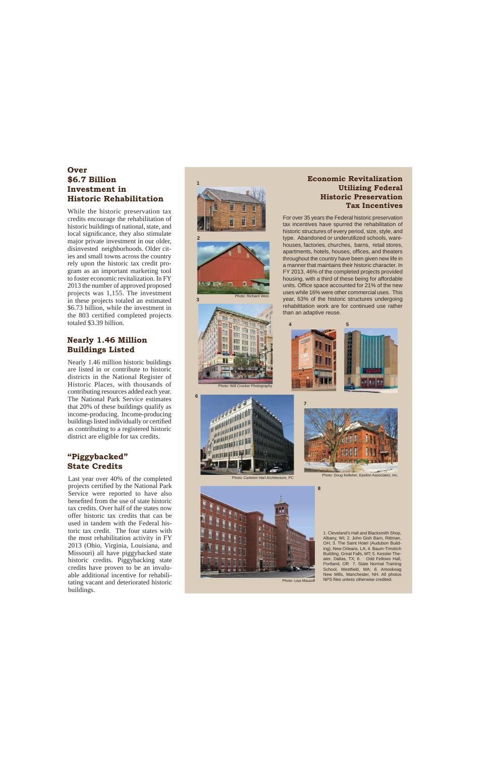## Over $6.7 Billion Investment in Historic Rehabilitation

While the historic preservation tax credits encourage the rehabilitation of historic buildings of national, state, and local significance, they also stimulate major private investment in our older, disinvested neighborhoods. Older cities and small towns across the country rely upon the historic tax credit program as an important marketing tool to foster economic revitalization. In FY 2013 the number of approved proposed projects was 1,155. The investment in these projects totaled an estimated $6.73 billion, while the investment in the 803 certified completed projects totaled $3.39 billion.

## Nearly 1.46 Million Buildings Listed

Nearly 1.46 million historic buildings are listed in or contribute to historic districts in the National Register of Historic Places, with thousands of contributing resources added each year. The National Park Service estimates that 20% of these buildings qualify as income-producing. Income-producing buildings listed individually or certified as contributing to a registered historic district are eligible for tax credits.

## "Piggybacked" State Credits

Last year over 40% of the completed projects certified by the National Park Service were reported to have also benefited from the use of state historic tax credits. Over half of the states now offer historic tax credits that can be used in tandem with the Federal historic tax credit. The four states with the most rehabilitation activity in FY 2013 (Ohio, Virginia, Louisiana, and Missouri) all have piggybacked state historic credits. Piggybacking state credits have proven to be an invaluable additional incentive for rehabilitating vacant and deteriorated historic buildings.

## Economic Revitalization Utilizing Federal Historic Preservation Tax Incentives

For over 35 years the Federal historic preservation tax incentives have spurred the rehabilitation of historic structures of every period, size, style, and type. Abandoned or underutilized schools, warehouses, factories, churches, barns, retail stores, apartments, hotels, houses, offices, and theaters throughout the country have been given new life in a manner that maintains their historic character. In FY 2013, 46% of the completed projects provided housing, with a third of these being for affordable units. Office space accounted for 21% of the new uses while 16% were other commercial uses. This year, 63% of the historic structures undergoing rehabilitation work are for continued use rather than an adaptive reuse.

1

2

Photo: Richard Weis

3

Photo: Will Crocker Photography

4

5

6

Photo: Carleton Hart Architecture, PC

7

Photo: Doug Kelleher, Epsilon Associates, Inc.

8

Photo: Lisa Mausolf

1. Cleveland's Hall and Blacksmith Shop, Albany, WI; 2. John Gish Barn, Rittman, OH; 3. The Saint Hotel (Audubon Building), New Orleans, LA; 4. Baum-Trinstich Building, Great Falls, MT; 5. Kessler Theater, Dallas, TX; 6. Odd Fellows Hall, Portland, OR 7. State Normal Training School, Westfield, MA; 8. Amoskeag New Mills, Manchester, NH. All photos NPS files unless otherwise credited.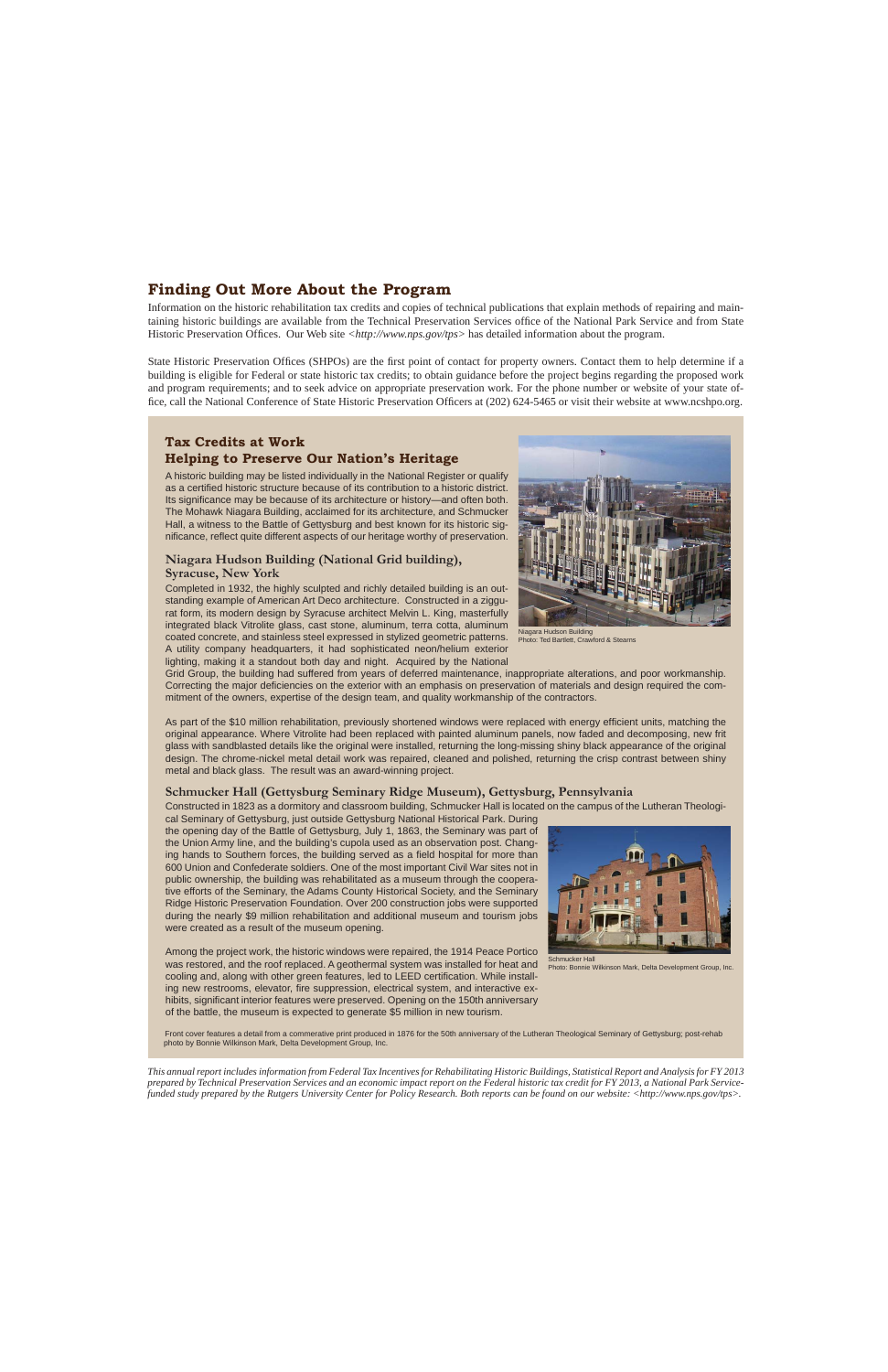## Finding Out More About the Program

Information on the historic rehabilitation tax credits and copies of technical publications that explain methods of repairing and maintaining historic buildings are available from the Technical Preservation Services office of the National Park Service and from State Historic Preservation Offices. Our Web site <*http://www.nps.gov/tps*> has detailed information about the program.

State Historic Preservation Offices (SHPOs) are the first point of contact for property owners. Contact them to help determine if a building is eligible for Federal or state historic tax credits; to obtain guidance before the project begins regarding the proposed work and program requirements; and to seek advice on appropriate preservation work. For the phone number or website of your state office, call the National Conference of State Historic Preservation Officers at (202) 624-5465 or visit their website at www.ncshpo.org.

### Tax Credits at Work
### Helping to Preserve Our Nation's Heritage

A historic building may be listed individually in the National Register or qualify as a certified historic structure because of its contribution to a historic district. Its significance may be because of its architecture or history—and often both. The Mohawk Niagara Building, acclaimed for its architecture, and Schmucker Hall, a witness to the Battle of Gettysburg and best known for its historic significance, reflect quite different aspects of our heritage worthy of preservation.

#### Niagara Hudson Building (National Grid building), Syracuse, New York

Completed in 1932, the highly sculpted and richly detailed building is an outstanding example of American Art Deco architecture. Constructed in a ziggurat form, its modern design by Syracuse architect Melvin L. King, masterfully integrated black Vitrolite glass, cast stone, aluminum, terra cotta, aluminum coated concrete, and stainless steel expressed in stylized geometric patterns. A utility company headquarters, it had sophisticated neon/helium exterior lighting, making it a standout both day and night. Acquired by the National Grid Group, the building had suffered from years of deferred maintenance, inappropriate alterations, and poor workmanship. Correcting the major deficiencies on the exterior with an emphasis on preservation of materials and design required the commitment of the owners, expertise of the design team, and quality workmanship of the contractors.

Niagara Hudson Building
Photo: Ted Bartlett, Crawford & Stearns

As part of the $10 million rehabilitation, previously shortened windows were replaced with energy efficient units, matching the original appearance. Where Vitrolite had been replaced with painted aluminum panels, now faded and decomposing, new frit glass with sandblasted details like the original were installed, returning the long-missing shiny black appearance of the original design. The chrome-nickel metal detail work was repaired, cleaned and polished, returning the crisp contrast between shiny metal and black glass. The result was an award-winning project.

#### Schmucker Hall (Gettysburg Seminary Ridge Museum), Gettysburg, Pennsylvania

Constructed in 1823 as a dormitory and classroom building, Schmucker Hall is located on the campus of the Lutheran Theological Seminary of Gettysburg, just outside Gettysburg National Historical Park. During the opening day of the Battle of Gettysburg, July 1, 1863, the Seminary was part of the Union Army line, and the building's cupola used as an observation post. Changing hands to Southern forces, the building served as a field hospital for more than 600 Union and Confederate soldiers. One of the most important Civil War sites not in public ownership, the building was rehabilitated as a museum through the cooperative efforts of the Seminary, the Adams County Historical Society, and the Seminary Ridge Historic Preservation Foundation. Over 200 construction jobs were supported during the nearly $9 million rehabilitation and additional museum and tourism jobs were created as a result of the museum opening.

Among the project work, the historic windows were repaired, the 1914 Peace Portico was restored, and the roof replaced. A geothermal system was installed for heat and cooling and, along with other green features, led to LEED certification. While installing new restrooms, elevator, fire suppression, electrical system, and interactive exhibits, significant interior features were preserved. Opening on the 150th anniversary of the battle, the museum is expected to generate $5 million in new tourism.

Schmucker Hall
Photo: Bonnie Wilkinson Mark, Delta Development Group, Inc.

Front cover features a detail from a commerative print produced in 1876 for the 50th anniversary of the Lutheran Theological Seminary of Gettysburg; post-rehab photo by Bonnie Wilkinson Mark, Delta Development Group, Inc.

*This annual report includes information from Federal Tax Incentives for Rehabilitating Historic Buildings, Statistical Report and Analysis for FY 2013 prepared by Technical Preservation Services and an economic impact report on the Federal historic tax credit for FY 2013, a National Park Service-funded study prepared by the Rutgers University Center for Policy Research. Both reports can be found on our website: <http://www.nps.gov/tps>.*